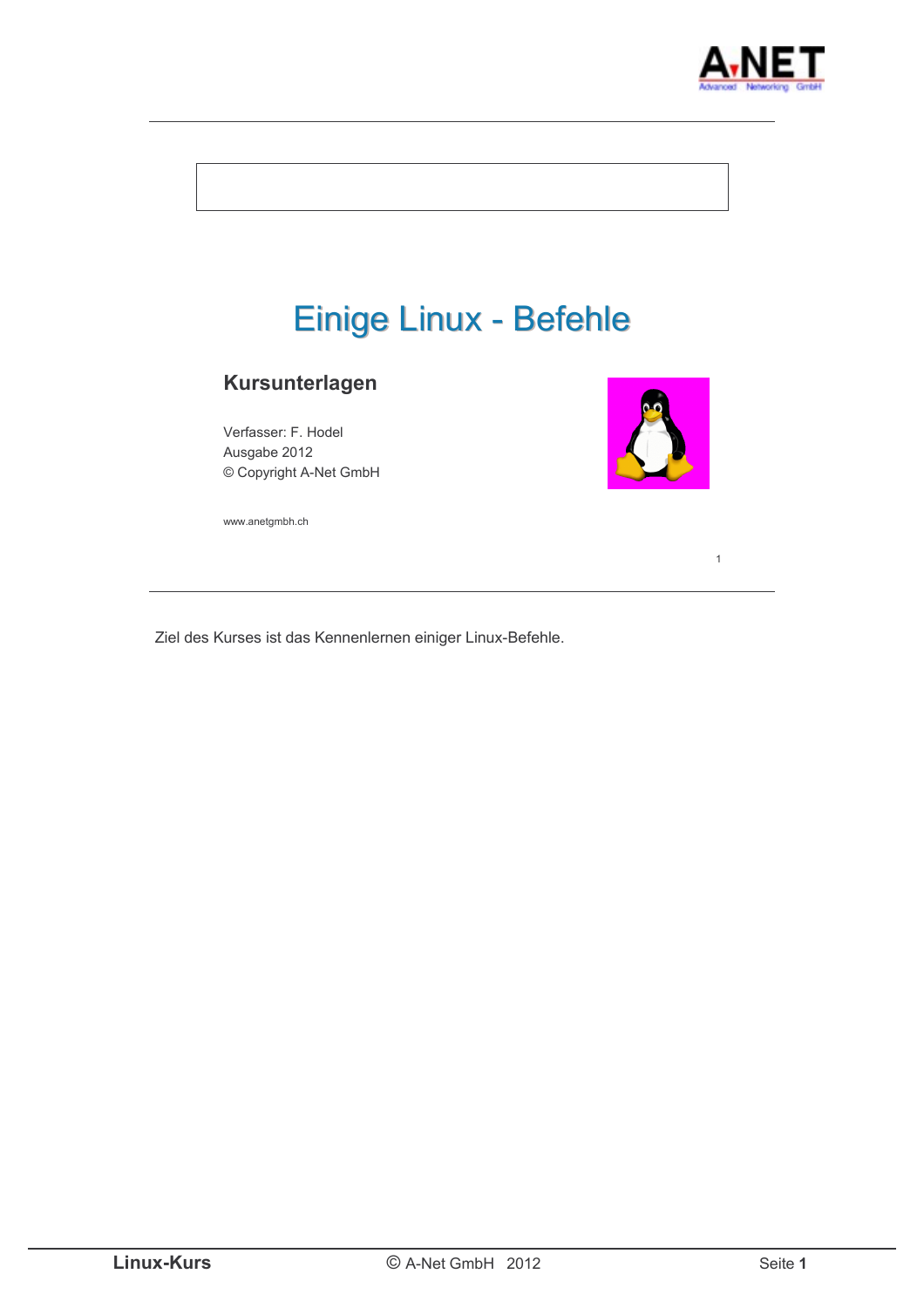# Einige Linux - Befehle

## Kursunterlagen

Verfasser: F. Hodel
Ausgabe 2012
© Copyright A-Net GmbH

www.anetgmbh.ch

Ziel des Kurses ist das Kennenlernen einiger Linux-Befehle.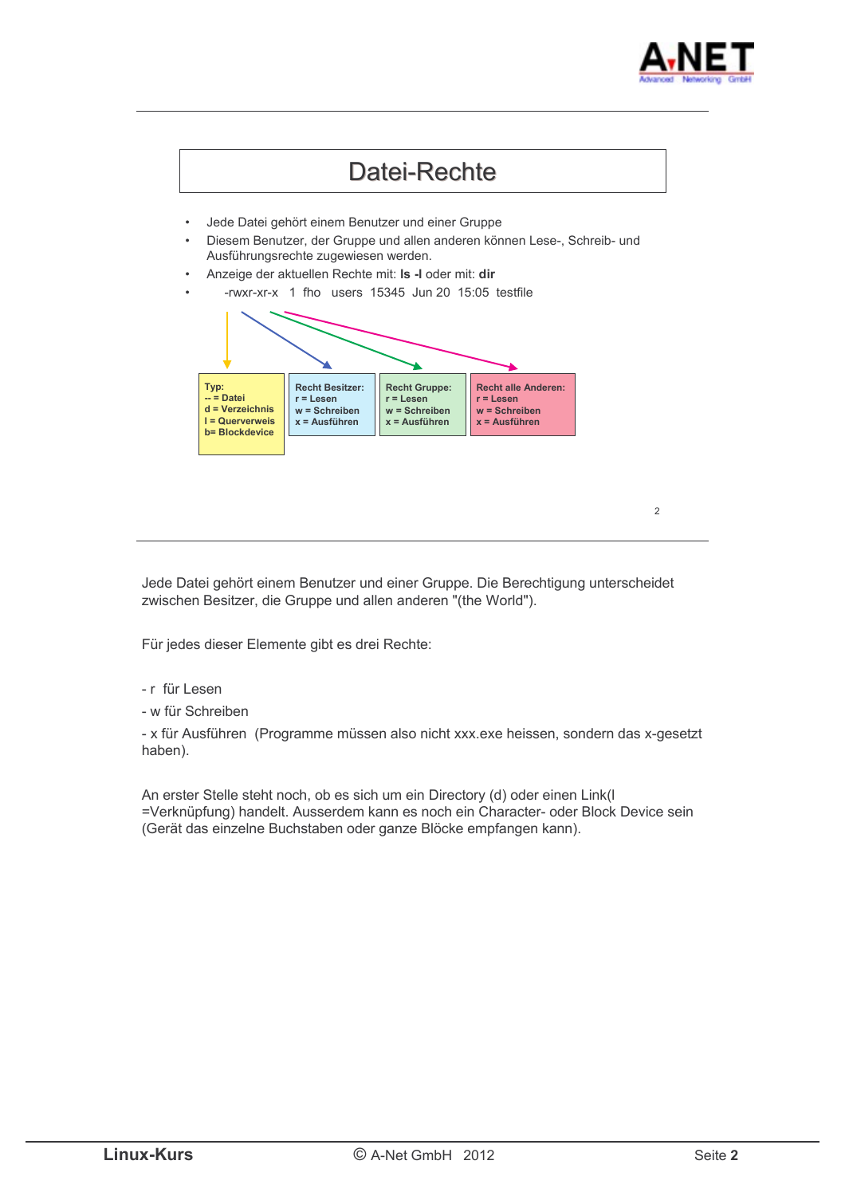# Datei-Rechte

- Jede Datei gehört einem Benutzer und einer Gruppe
- Diesem Benutzer, der Gruppe und allen anderen können Lese-, Schreib- und Ausführungsrechte zugewiesen werden.
- Anzeige der aktuellen Rechte mit: **ls -l** oder mit: **dir**
- -rwxr-xr-x 1 fho users 15345 Jun 20 15:05 testfile

| Typ: | Recht Besitzer: | Recht Gruppe: | Recht alle Anderen: |
|---|---|---|---|
| -- = Datei<br>d = Verzeichnis<br>l = Querverweis<br>b= Blockdevice | r = Lesen<br>w = Schreiben<br>x = Ausführen | r = Lesen<br>w = Schreiben<br>x = Ausführen | r = Lesen<br>w = Schreiben<br>x = Ausführen |

Jede Datei gehört einem Benutzer und einer Gruppe. Die Berechtigung unterscheidet zwischen Besitzer, die Gruppe und allen anderen "(the World").

Für jedes dieser Elemente gibt es drei Rechte:

- r für Lesen
- w für Schreiben
- x für Ausführen (Programme müssen also nicht xxx.exe heissen, sondern das x-gesetzt haben).

An erster Stelle steht noch, ob es sich um ein Directory (d) oder einen Link(l =Verknüpfung) handelt. Ausserdem kann es noch ein Character- oder Block Device sein (Gerät das einzelne Buchstaben oder ganze Blöcke empfangen kann).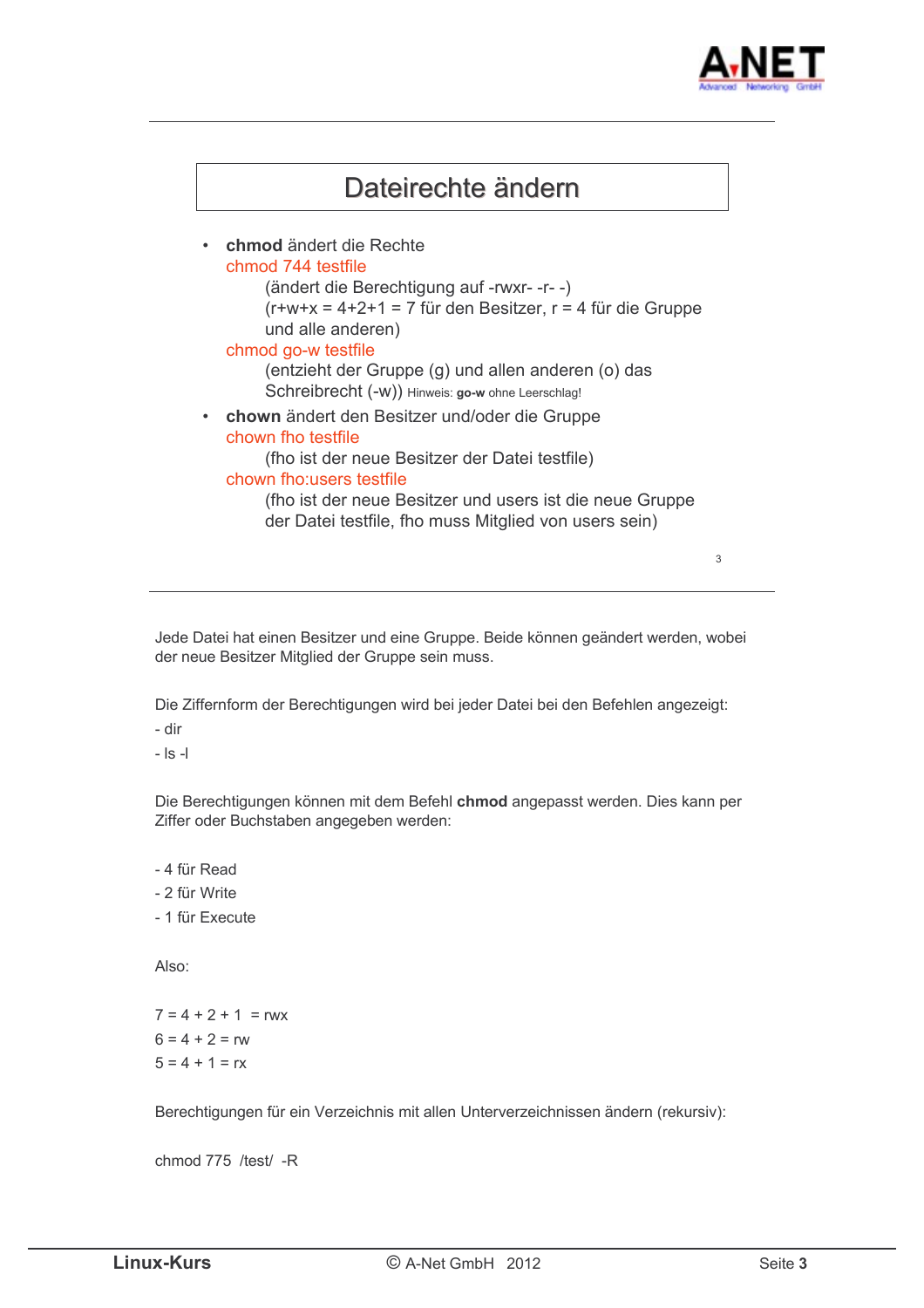# Dateirechte ändern

- **chmod** ändert die Rechte
  chmod 744 testfile
  (ändert die Berechtigung auf -rwxr- -r- -)
  (r+w+x = 4+2+1 = 7 für den Besitzer, r = 4 für die Gruppe und alle anderen)
  chmod go-w testfile
  (entzieht der Gruppe (g) und allen anderen (o) das Schreibrecht (-w)) Hinweis: **go-w** ohne Leerschlag!
- **chown** ändert den Besitzer und/oder die Gruppe
  chown fho testfile
  (fho ist der neue Besitzer der Datei testfile)
  chown fho:users testfile
  (fho ist der neue Besitzer und users ist die neue Gruppe der Datei testfile, fho muss Mitglied von users sein)

Jede Datei hat einen Besitzer und eine Gruppe. Beide können geändert werden, wobei der neue Besitzer Mitglied der Gruppe sein muss.

Die Ziffernform der Berechtigungen wird bei jeder Datei bei den Befehlen angezeigt:

- dir
- ls -l

Die Berechtigungen können mit dem Befehl **chmod** angepasst werden. Dies kann per Ziffer oder Buchstaben angegeben werden:

- 4 für Read
- 2 für Write
- 1 für Execute

Also:

7 = 4 + 2 + 1 = rwx
6 = 4 + 2 = rw
5 = 4 + 1 = rx

Berechtigungen für ein Verzeichnis mit allen Unterverzeichnissen ändern (rekursiv):

```
chmod 775  /test/  -R
```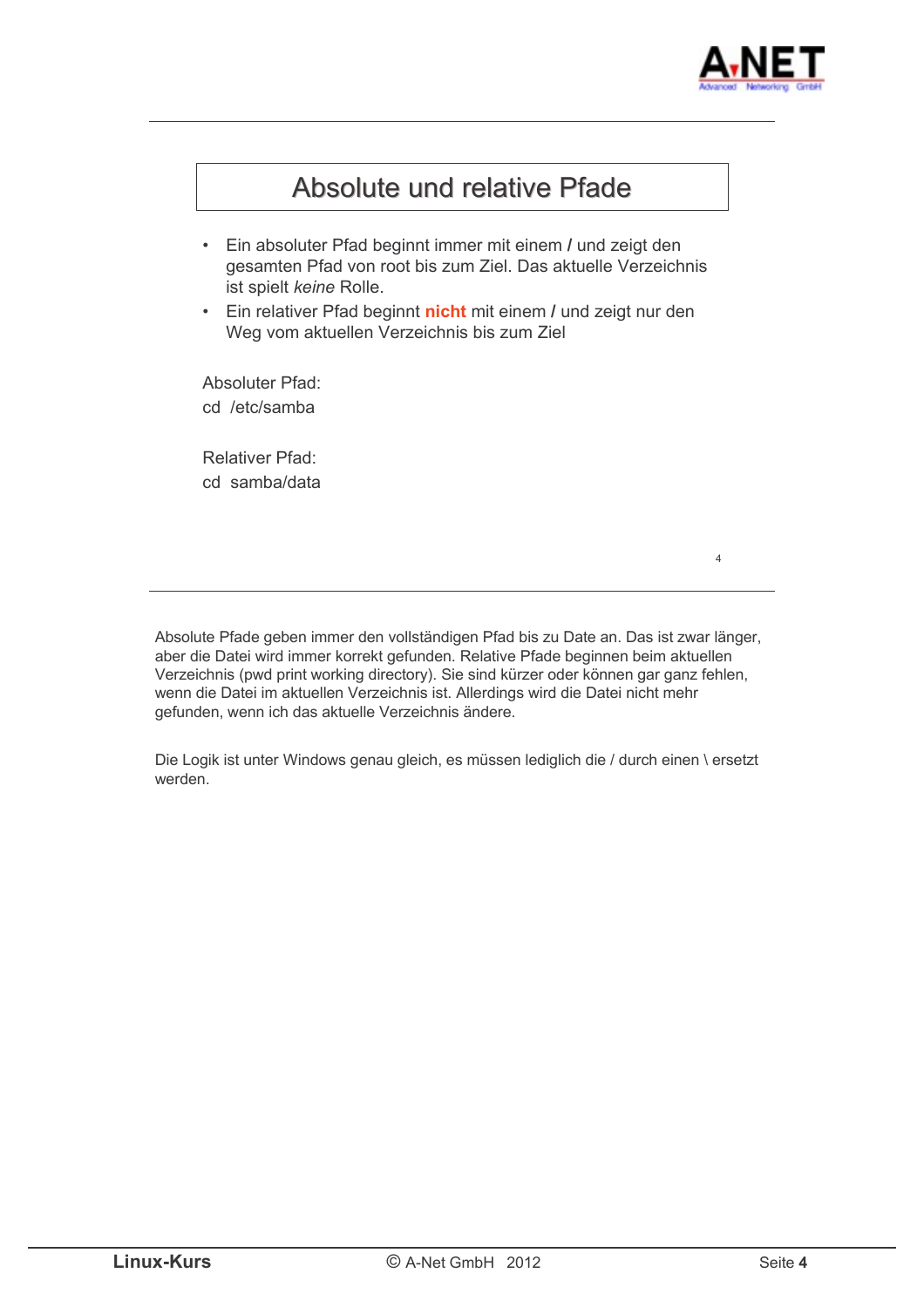# Absolute und relative Pfade

- Ein absoluter Pfad beginnt immer mit einem **/** und zeigt den gesamten Pfad von root bis zum Ziel. Das aktuelle Verzeichnis ist spielt *keine* Rolle.
- Ein relativer Pfad beginnt **nicht** mit einem **/** und zeigt nur den Weg vom aktuellen Verzeichnis bis zum Ziel

Absoluter Pfad:

```
cd  /etc/samba
```

Relativer Pfad:

```
cd  samba/data
```

Absolute Pfade geben immer den vollständigen Pfad bis zu Date an. Das ist zwar länger, aber die Datei wird immer korrekt gefunden. Relative Pfade beginnen beim aktuellen Verzeichnis (pwd print working directory). Sie sind kürzer oder können gar ganz fehlen, wenn die Datei im aktuellen Verzeichnis ist. Allerdings wird die Datei nicht mehr gefunden, wenn ich das aktuelle Verzeichnis ändere.

Die Logik ist unter Windows genau gleich, es müssen lediglich die / durch einen \ ersetzt werden.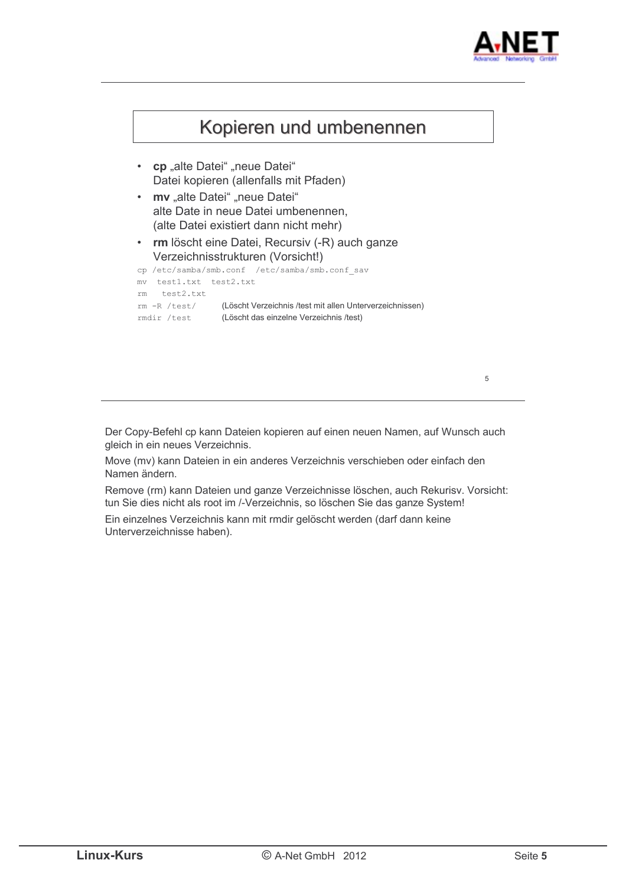# Kopieren und umbenennen

- **cp** „alte Datei" „neue Datei"
  Datei kopieren (allenfalls mit Pfaden)
- **mv** „alte Datei" „neue Datei"
  alte Date in neue Datei umbenennen,
  (alte Datei existiert dann nicht mehr)
- **rm** löscht eine Datei, Recursiv (-R) auch ganze Verzeichnisstrukturen (Vorsicht!)

```
cp /etc/samba/smb.conf  /etc/samba/smb.conf_sav
mv  test1.txt  test2.txt
rm   test2.txt
rm -R /test/        (Löscht Verzeichnis /test mit allen Unterverzeichnissen)
rmdir /test         (Löscht das einzelne Verzeichnis /test)
```

Der Copy-Befehl cp kann Dateien kopieren auf einen neuen Namen, auf Wunsch auch gleich in ein neues Verzeichnis.

Move (mv) kann Dateien in ein anderes Verzeichnis verschieben oder einfach den Namen ändern.

Remove (rm) kann Dateien und ganze Verzeichnisse löschen, auch Rekurisv. Vorsicht: tun Sie dies nicht als root im /-Verzeichnis, so löschen Sie das ganze System!

Ein einzelnes Verzeichnis kann mit rmdir gelöscht werden (darf dann keine Unterverzeichnisse haben).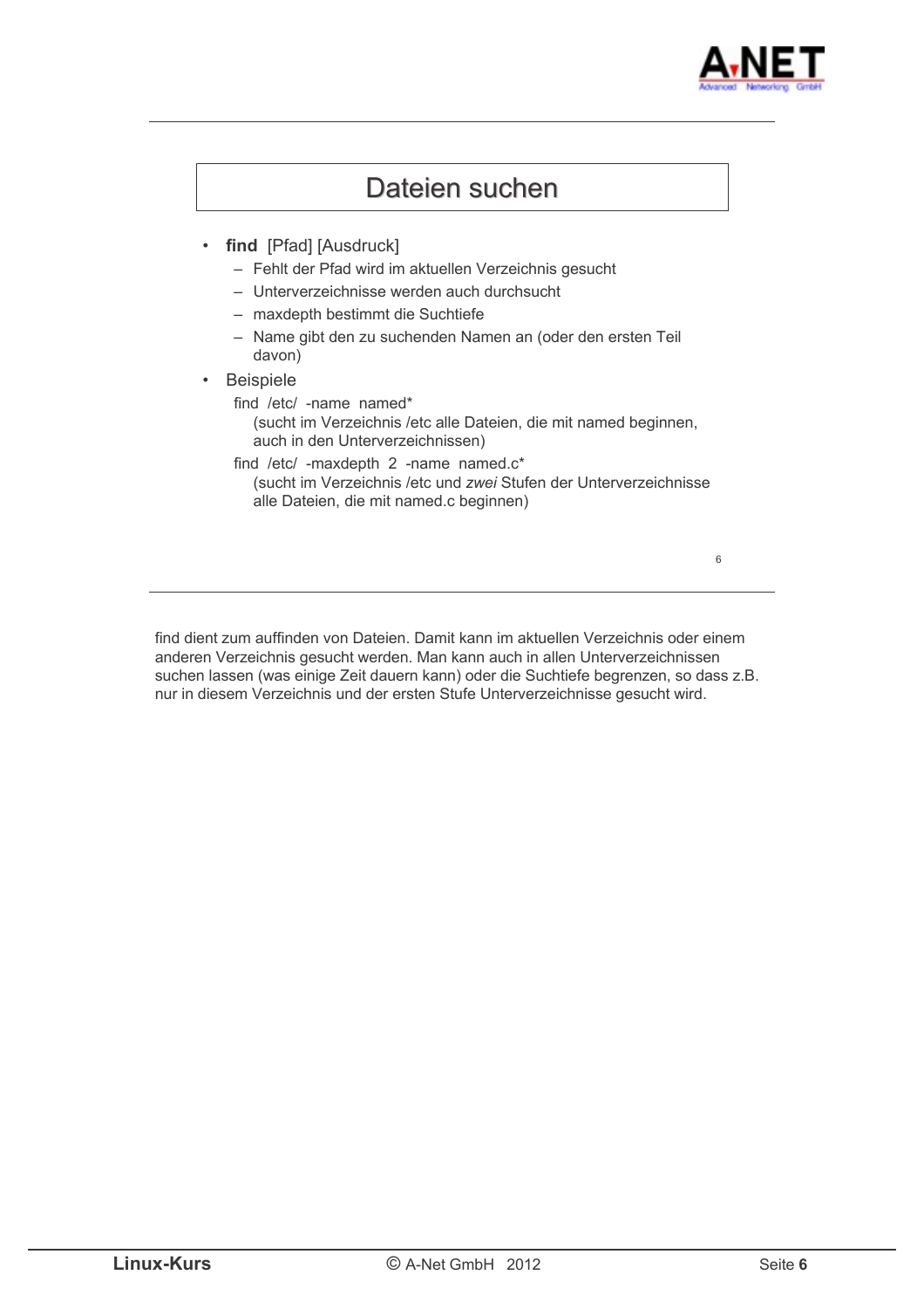## Dateien suchen

- **find** [Pfad] [Ausdruck]
  - Fehlt der Pfad wird im aktuellen Verzeichnis gesucht
  - Unterverzeichnisse werden auch durchsucht
  - maxdepth bestimmt die Suchtiefe
  - Name gibt den zu suchenden Namen an (oder den ersten Teil davon)
- Beispiele

  find /etc/ -name named*
  
  (sucht im Verzeichnis /etc alle Dateien, die mit named beginnen, auch in den Unterverzeichnissen)

  find /etc/ -maxdepth 2 -name named.c*
  
  (sucht im Verzeichnis /etc und *zwei* Stufen der Unterverzeichnisse alle Dateien, die mit named.c beginnen)

find dient zum auffinden von Dateien. Damit kann im aktuellen Verzeichnis oder einem anderen Verzeichnis gesucht werden. Man kann auch in allen Unterverzeichnissen suchen lassen (was einige Zeit dauern kann) oder die Suchtiefe begrenzen, so dass z.B. nur in diesem Verzeichnis und der ersten Stufe Unterverzeichnisse gesucht wird.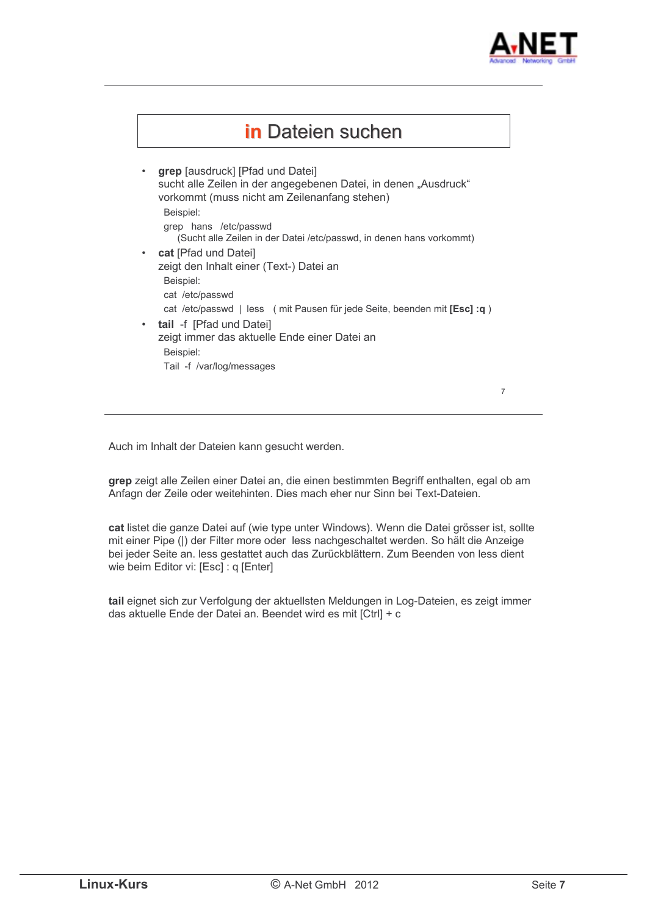# in Dateien suchen

- **grep** [ausdruck] [Pfad und Datei]
  sucht alle Zeilen in der angegebenen Datei, in denen „Ausdruck" vorkommt (muss nicht am Zeilenanfang stehen)

  Beispiel:

  grep hans /etc/passwd
  (Sucht alle Zeilen in der Datei /etc/passwd, in denen hans vorkommt)

- **cat** [Pfad und Datei]
  zeigt den Inhalt einer (Text-) Datei an

  Beispiel:

  cat /etc/passwd

  cat /etc/passwd | less ( mit Pausen für jede Seite, beenden mit **[Esc] :q** )

- **tail** -f [Pfad und Datei]
  zeigt immer das aktuelle Ende einer Datei an

  Beispiel:

  Tail -f /var/log/messages

Auch im Inhalt der Dateien kann gesucht werden.

**grep** zeigt alle Zeilen einer Datei an, die einen bestimmten Begriff enthalten, egal ob am Anfagn der Zeile oder weitehinten. Dies mach eher nur Sinn bei Text-Dateien.

**cat** listet die ganze Datei auf (wie type unter Windows). Wenn die Datei grösser ist, sollte mit einer Pipe (|) der Filter more oder less nachgeschaltet werden. So hält die Anzeige bei jeder Seite an. less gestattet auch das Zurückblättern. Zum Beenden von less dient wie beim Editor vi: [Esc] : q [Enter]

**tail** eignet sich zur Verfolgung der aktuellsten Meldungen in Log-Dateien, es zeigt immer das aktuelle Ende der Datei an. Beendet wird es mit [Ctrl] + c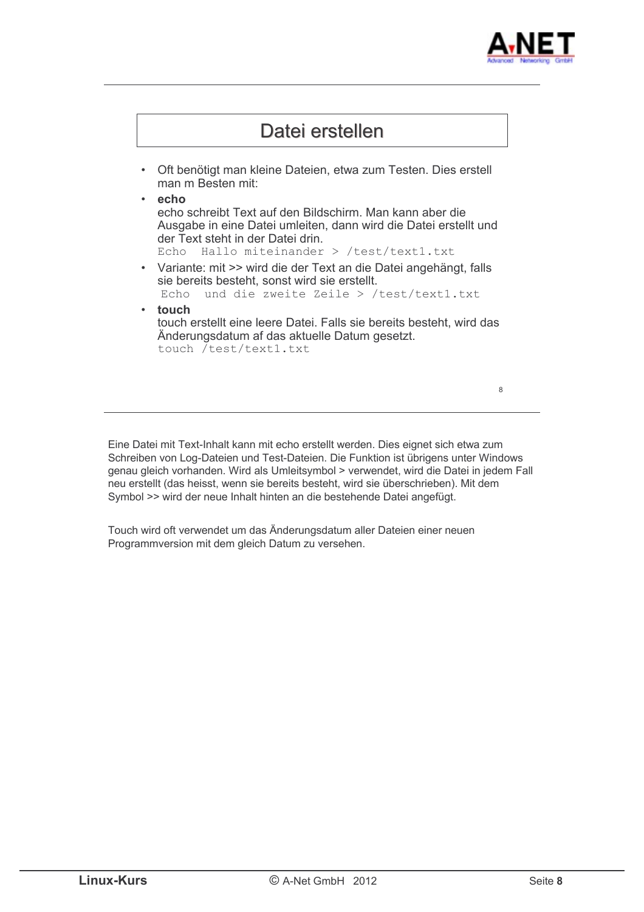# Datei erstellen

- Oft benötigt man kleine Dateien, etwa zum Testen. Dies erstell man m Besten mit:
- **echo**
  echo schreibt Text auf den Bildschirm. Man kann aber die Ausgabe in eine Datei umleiten, dann wird die Datei erstellt und der Text steht in der Datei drin.
  ```
  Echo  Hallo miteinander > /test/text1.txt
  ```
- Variante: mit >> wird die der Text an die Datei angehängt, falls sie bereits besteht, sonst wird sie erstellt.
  ```
  Echo  und die zweite Zeile > /test/text1.txt
  ```
- **touch**
  touch erstellt eine leere Datei. Falls sie bereits besteht, wird das Änderungsdatum af das aktuelle Datum gesetzt.
  ```
  touch /test/text1.txt
  ```

Eine Datei mit Text-Inhalt kann mit echo erstellt werden. Dies eignet sich etwa zum Schreiben von Log-Dateien und Test-Dateien. Die Funktion ist übrigens unter Windows genau gleich vorhanden. Wird als Umleitsymbol > verwendet, wird die Datei in jedem Fall neu erstellt (das heisst, wenn sie bereits besteht, wird sie überschrieben). Mit dem Symbol >> wird der neue Inhalt hinten an die bestehende Datei angefügt.

Touch wird oft verwendet um das Änderungsdatum aller Dateien einer neuen Programmversion mit dem gleich Datum zu versehen.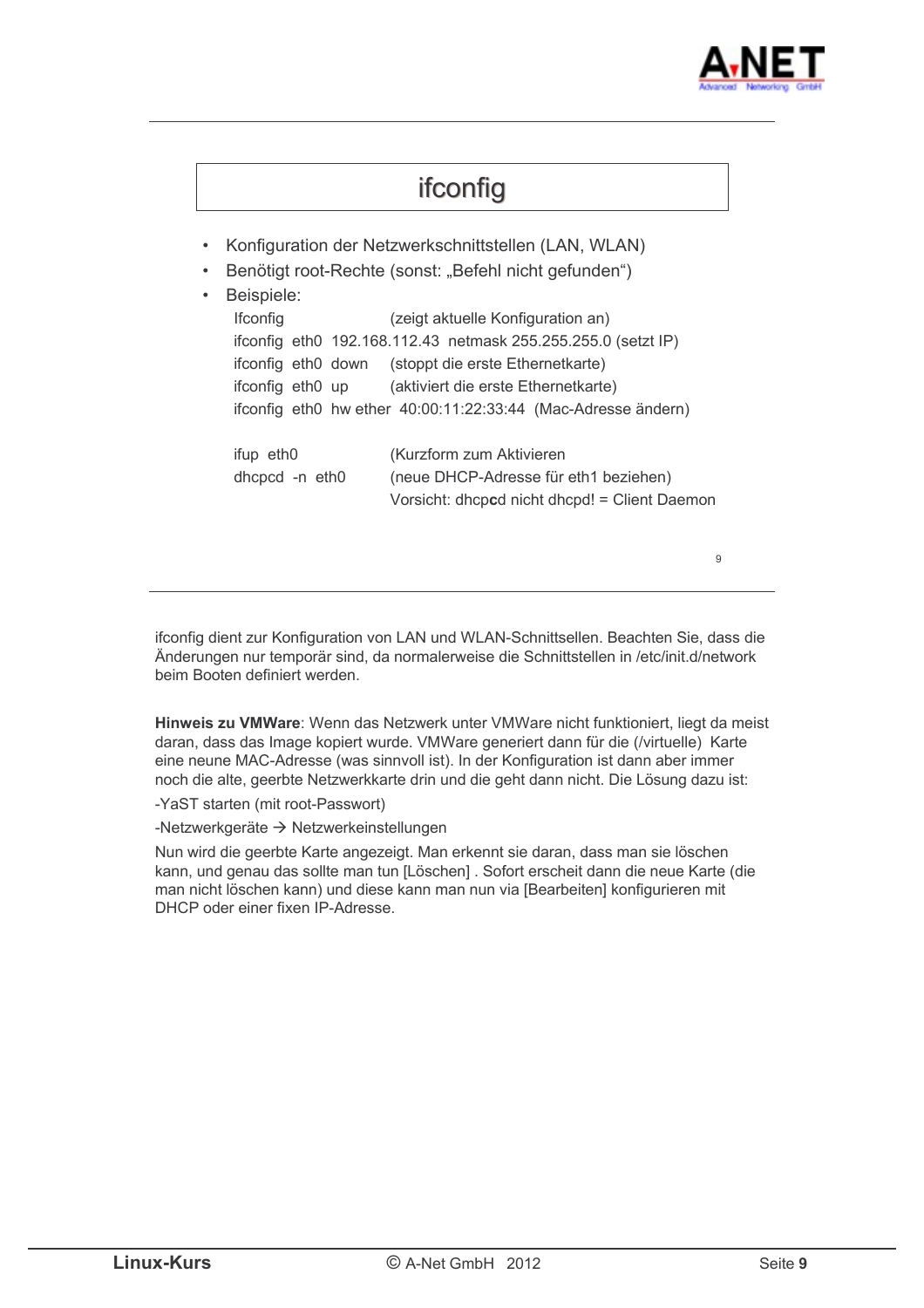## ifconfig

- Konfiguration der Netzwerkschnittstellen (LAN, WLAN)
- Benötigt root-Rechte (sonst: „Befehl nicht gefunden“)
- Beispiele:

```
Ifconfig                  (zeigt aktuelle Konfiguration an)
ifconfig  eth0  192.168.112.43  netmask 255.255.255.0 (setzt IP)
ifconfig  eth0  down      (stoppt die erste Ethernetkarte)
ifconfig  eth0  up        (aktiviert die erste Ethernetkarte)
ifconfig  eth0  hw ether  40:00:11:22:33:44  (Mac-Adresse ändern)

ifup  eth0                (Kurzform zum Aktivieren
dhcpcd  -n  eth0          (neue DHCP-Adresse für eth1 beziehen)
                          Vorsicht: dhcpcd nicht dhcpd! = Client Daemon
```

ifconfig dient zur Konfiguration von LAN und WLAN-Schnittsellen. Beachten Sie, dass die Änderungen nur temporär sind, da normalerweise die Schnittstellen in /etc/init.d/network beim Booten definiert werden.

**Hinweis zu VMWare**: Wenn das Netzwerk unter VMWare nicht funktioniert, liegt da meist daran, dass das Image kopiert wurde. VMWare generiert dann für die (/virtuelle) Karte eine neune MAC-Adresse (was sinnvoll ist). In der Konfiguration ist dann aber immer noch die alte, geerbte Netzwerkkarte drin und die geht dann nicht. Die Lösung dazu ist:

-YaST starten (mit root-Passwort)

-Netzwerkgeräte → Netzwerkeinstellungen

Nun wird die geerbte Karte angezeigt. Man erkennt sie daran, dass man sie löschen kann, und genau das sollte man tun [Löschen] . Sofort erscheint dann die neue Karte (die man nicht löschen kann) und diese kann man nun via [Bearbeiten] konfigurieren mit DHCP oder einer fixen IP-Adresse.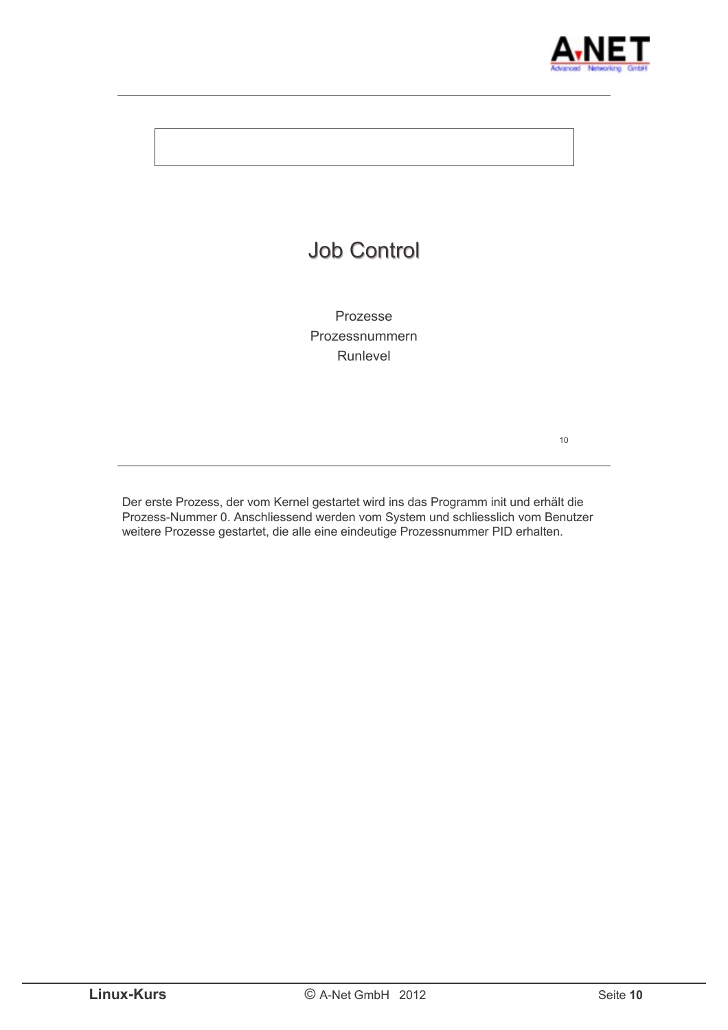# Job Control

Prozesse
Prozessnummern
Runlevel

Der erste Prozess, der vom Kernel gestartet wird ins das Programm init und erhält die Prozess-Nummer 0. Anschliessend werden vom System und schliesslich vom Benutzer weitere Prozesse gestartet, die alle eine eindeutige Prozessnummer PID erhalten.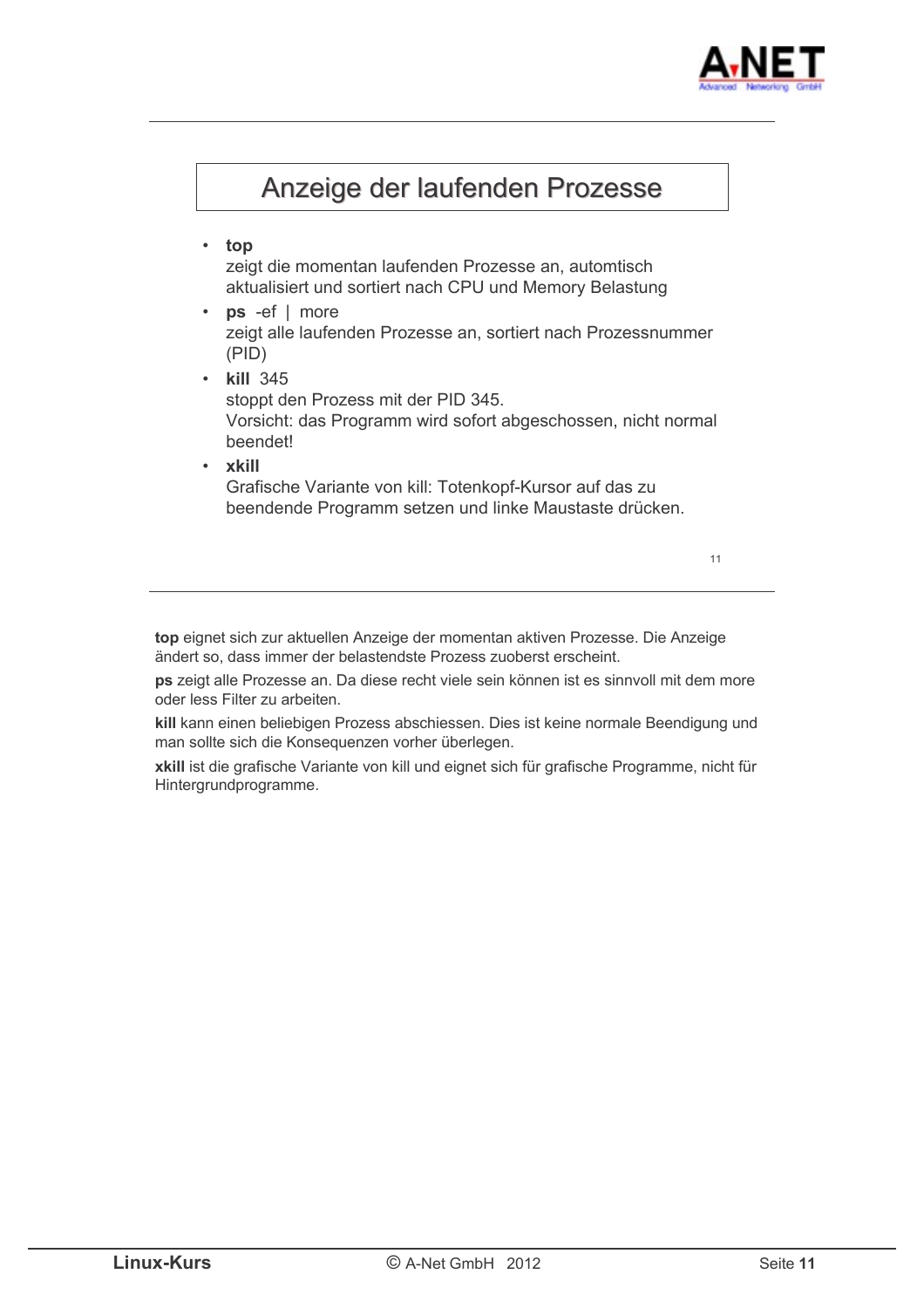# Anzeige der laufenden Prozesse

- **top**  
  zeigt die momentan laufenden Prozesse an, automtisch aktualisiert und sortiert nach CPU und Memory Belastung
- **ps** -ef | more  
  zeigt alle laufenden Prozesse an, sortiert nach Prozessnummer (PID)
- **kill** 345  
  stoppt den Prozess mit der PID 345.  
  Vorsicht: das Programm wird sofort abgeschossen, nicht normal beendet!
- **xkill**  
  Grafische Variante von kill: Totenkopf-Kursor auf das zu beendende Programm setzen und linke Maustaste drücken.

**top** eignet sich zur aktuellen Anzeige der momentan aktiven Prozesse. Die Anzeige ändert so, dass immer der belastendste Prozess zuoberst erscheint.

**ps** zeigt alle Prozesse an. Da diese recht viele sein können ist es sinnvoll mit dem more oder less Filter zu arbeiten.

**kill** kann einen beliebigen Prozess abschiessen. Dies ist keine normale Beendigung und man sollte sich die Konsequenzen vorher überlegen.

**xkill** ist die grafische Variante von kill und eignet sich für grafische Programme, nicht für Hintergrundprogramme.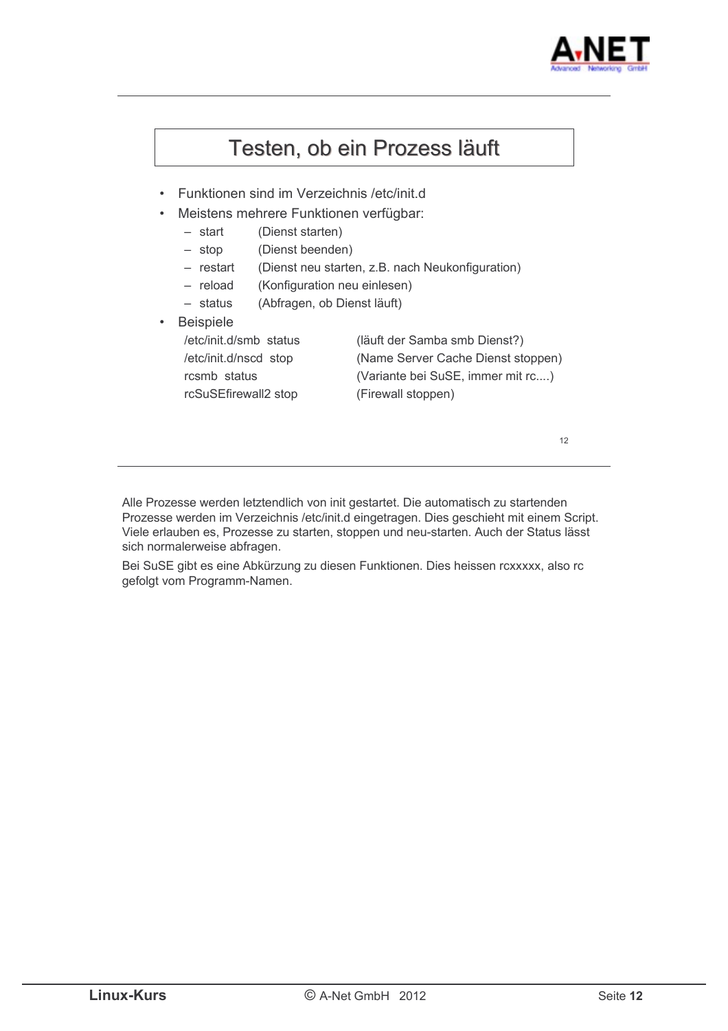# Testen, ob ein Prozess läuft

- Funktionen sind im Verzeichnis /etc/init.d
- Meistens mehrere Funktionen verfügbar:
  - start (Dienst starten)
  - stop (Dienst beenden)
  - restart (Dienst neu starten, z.B. nach Neukonfiguration)
  - reload (Konfiguration neu einlesen)
  - status (Abfragen, ob Dienst läuft)
- Beispiele

| | |
|---|---|
| /etc/init.d/smb status | (läuft der Samba smb Dienst?) |
| /etc/init.d/nscd stop | (Name Server Cache Dienst stoppen) |
| rcsmb status | (Variante bei SuSE, immer mit rc....) |
| rcSuSEfirewall2 stop | (Firewall stoppen) |

Alle Prozesse werden letztendlich von init gestartet. Die automatisch zu startenden Prozesse werden im Verzeichnis /etc/init.d eingetragen. Dies geschieht mit einem Script. Viele erlauben es, Prozesse zu starten, stoppen und neu-starten. Auch der Status lässt sich normalerweise abfragen.

Bei SuSE gibt es eine Abkürzung zu diesen Funktionen. Dies heissen rcxxxxx, also rc gefolgt vom Programm-Namen.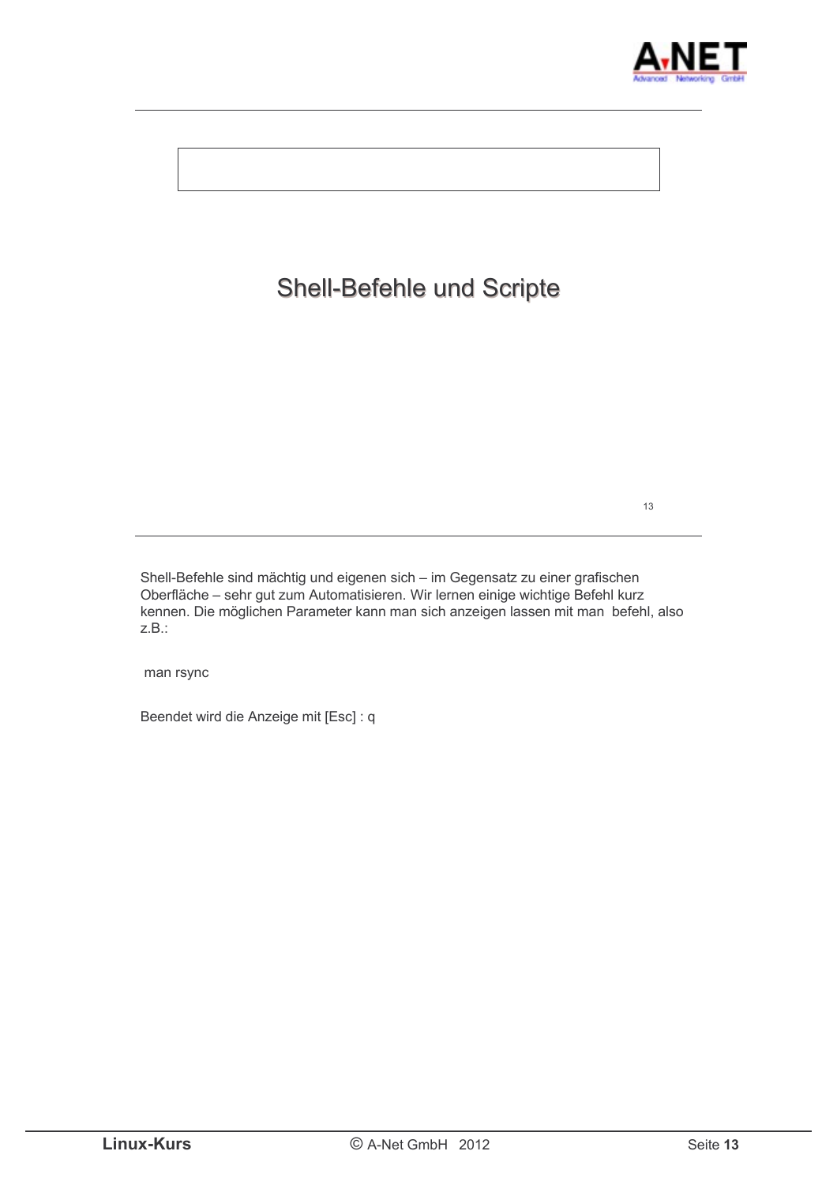# Shell-Befehle und Scripte

Shell-Befehle sind mächtig und eigenen sich – im Gegensatz zu einer grafischen Oberfläche – sehr gut zum Automatisieren. Wir lernen einige wichtige Befehl kurz kennen. Die möglichen Parameter kann man sich anzeigen lassen mit man  befehl, also z.B.:

```
man rsync
```

Beendet wird die Anzeige mit [Esc] : q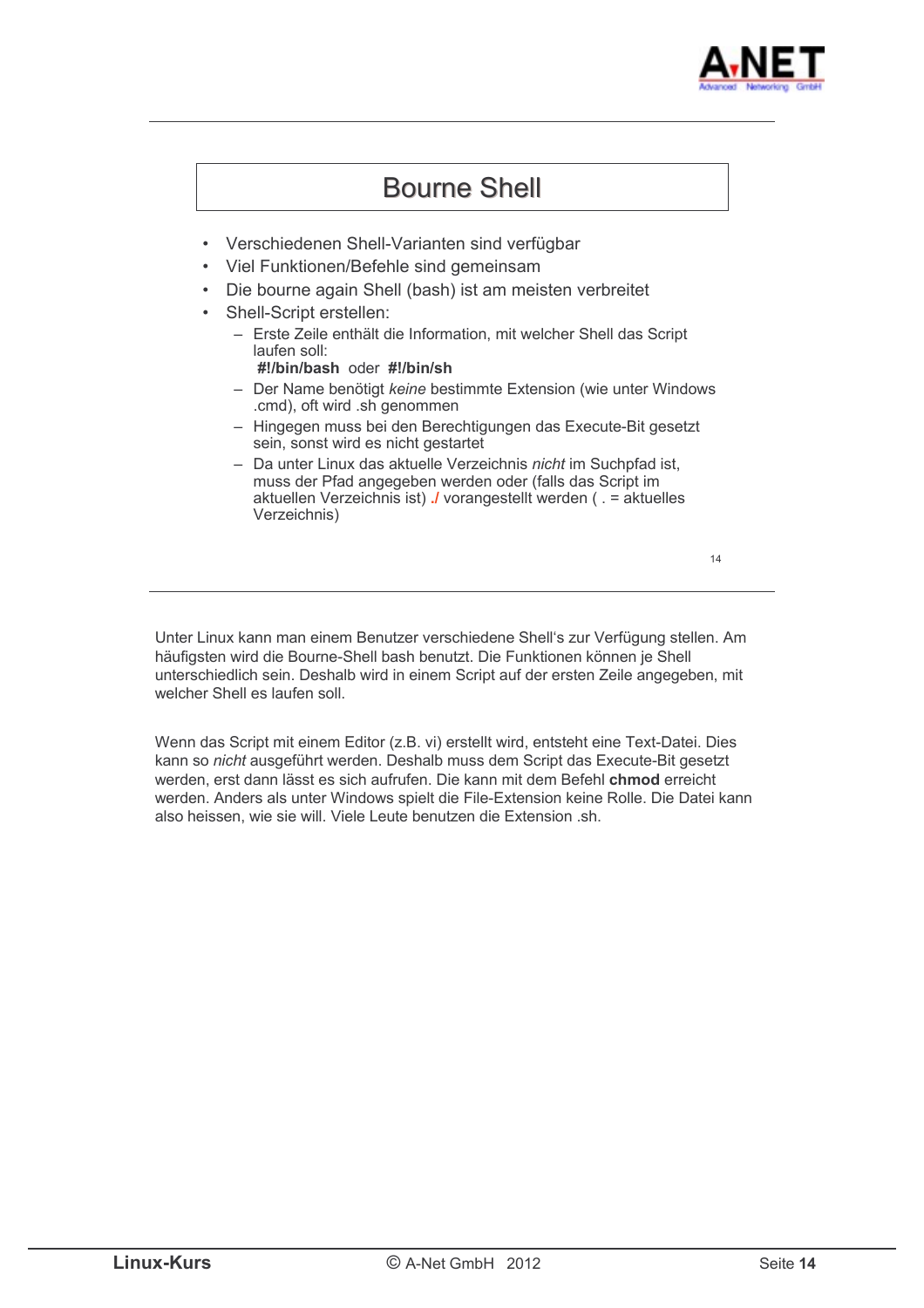# Bourne Shell

- Verschiedenen Shell-Varianten sind verfügbar
- Viel Funktionen/Befehle sind gemeinsam
- Die bourne again Shell (bash) ist am meisten verbreitet
- Shell-Script erstellen:
  - Erste Zeile enthält die Information, mit welcher Shell das Script laufen soll:
    **#!/bin/bash** oder **#!/bin/sh**
  - Der Name benötigt *keine* bestimmte Extension (wie unter Windows .cmd), oft wird .sh genommen
  - Hingegen muss bei den Berechtigungen das Execute-Bit gesetzt sein, sonst wird es nicht gestartet
  - Da unter Linux das aktuelle Verzeichnis *nicht* im Suchpfad ist, muss der Pfad angegeben werden oder (falls das Script im aktuellen Verzeichnis ist) **./** vorangestellt werden ( . = aktuelles Verzeichnis)

Unter Linux kann man einem Benutzer verschiedene Shell's zur Verfügung stellen. Am häufigsten wird die Bourne-Shell bash benutzt. Die Funktionen können je Shell unterschiedlich sein. Deshalb wird in einem Script auf der ersten Zeile angegeben, mit welcher Shell es laufen soll.

Wenn das Script mit einem Editor (z.B. vi) erstellt wird, entsteht eine Text-Datei. Dies kann so *nicht* ausgeführt werden. Deshalb muss dem Script das Execute-Bit gesetzt werden, erst dann lässt es sich aufrufen. Die kann mit dem Befehl **chmod** erreicht werden. Anders als unter Windows spielt die File-Extension keine Rolle. Die Datei kann also heissen, wie sie will. Viele Leute benutzen die Extension .sh.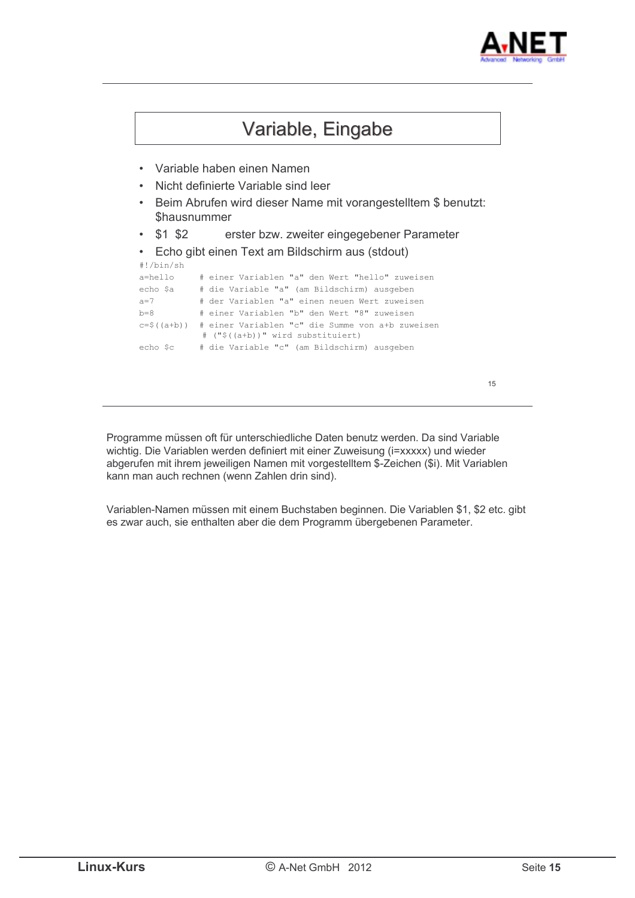# Variable, Eingabe

- Variable haben einen Namen
- Nicht definierte Variable sind leer
- Beim Abrufen wird dieser Name mit vorangestelltem $ benutzt: $hausnummer
- $1 $2 erster bzw. zweiter eingegebener Parameter
- Echo gibt einen Text am Bildschirm aus (stdout)

```
#!/bin/sh
a=hello     # einer Variablen "a" den Wert "hello" zuweisen
echo $a     # die Variable "a" (am Bildschirm) ausgeben
a=7         # der Variablen "a" einen neuen Wert zuweisen
b=8         # einer Variablen "b" den Wert "8" zuweisen
c=$((a+b))  # einer Variablen "c" die Summe von a+b zuweisen
             # ("$((a+b))" wird substituiert)
echo $c     # die Variable "c" (am Bildschirm) ausgeben
```

Programme müssen oft für unterschiedliche Daten benutz werden. Da sind Variable wichtig. Die Variablen werden definiert mit einer Zuweisung (i=xxxxx) und wieder abgerufen mit ihrem jeweiligen Namen mit vorgestelltem $-Zeichen ($i). Mit Variablen kann man auch rechnen (wenn Zahlen drin sind).

Variablen-Namen müssen mit einem Buchstaben beginnen. Die Variablen $1, $2 etc. gibt es zwar auch, sie enthalten aber die dem Programm übergebenen Parameter.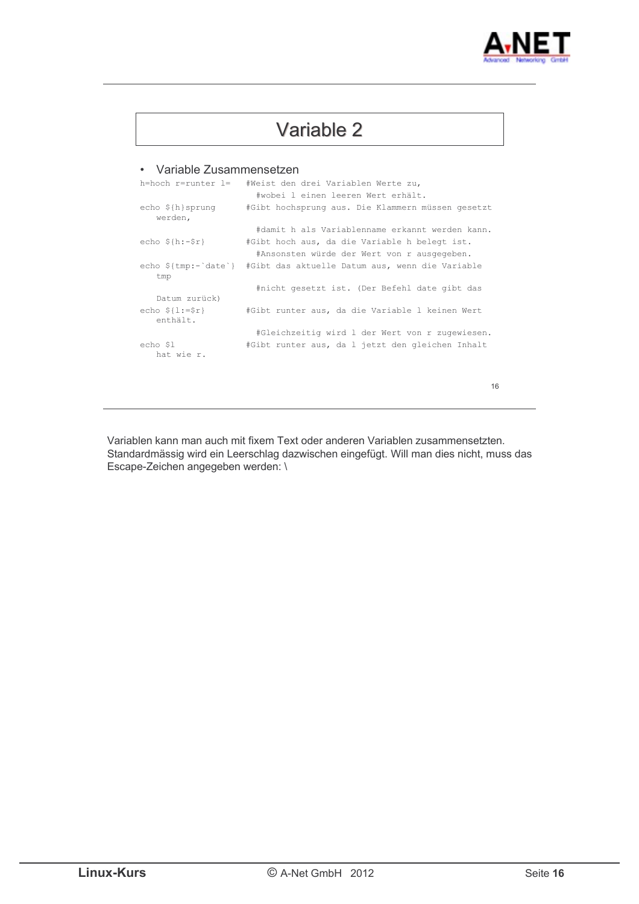# Variable 2

- Variable Zusammensetzen

```
h=hoch r=runter l=    #Weist den drei Variablen Werte zu,
                        #wobei l einen leeren Wert erhält.
echo ${h}sprung       #Gibt hochsprung aus. Die Klammern müssen gesetzt
   werden,
                        #damit h als Variablenname erkannt werden kann.
echo ${h:-$r}         #Gibt hoch aus, da die Variable h belegt ist.
                        #Ansonsten würde der Wert von r ausgegeben.
echo ${tmp:-`date`}   #Gibt das aktuelle Datum aus, wenn die Variable
   tmp
                        #nicht gesetzt ist. (Der Befehl date gibt das
   Datum zurück)
echo ${l:=$r}         #Gibt runter aus, da die Variable l keinen Wert
   enthält.
                        #Gleichzeitig wird l der Wert von r zugewiesen.
echo $l               #Gibt runter aus, da l jetzt den gleichen Inhalt
   hat wie r.
```

Variablen kann man auch mit fixem Text oder anderen Variablen zusammensetzten. Standardmässig wird ein Leerschlag dazwischen eingefügt. Will man dies nicht, muss das Escape-Zeichen angegeben werden: \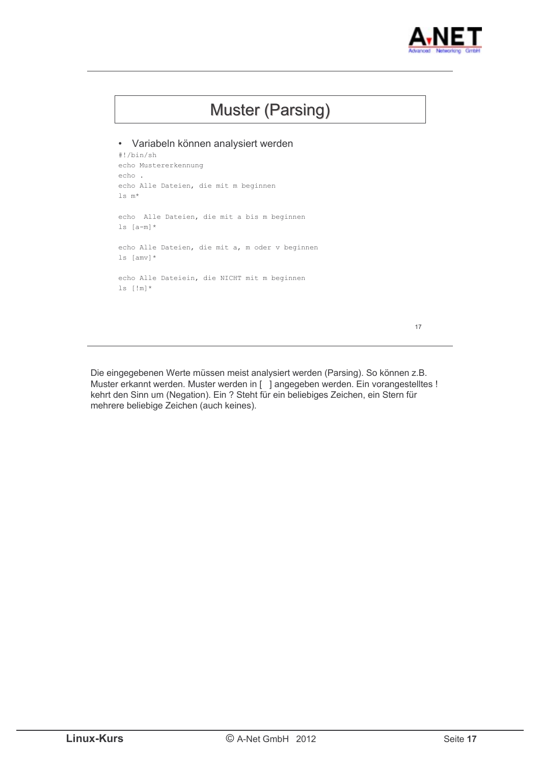# Muster (Parsing)

- Variabeln können analysiert werden

```
#!/bin/sh
echo Mustererkennung
echo .
echo Alle Dateien, die mit m beginnen
ls m*

echo  Alle Dateien, die mit a bis m beginnen
ls [a-m]*

echo Alle Dateien, die mit a, m oder v beginnen
ls [amv]*

echo Alle Dateiein, die NICHT mit m beginnen
ls [!m]*
```

Die eingegebenen Werte müssen meist analysiert werden (Parsing). So können z.B. Muster erkannt werden. Muster werden in [ ] angegeben werden. Ein vorangestelltes ! kehrt den Sinn um (Negation). Ein ? Steht für ein beliebiges Zeichen, ein Stern für mehrere beliebige Zeichen (auch keines).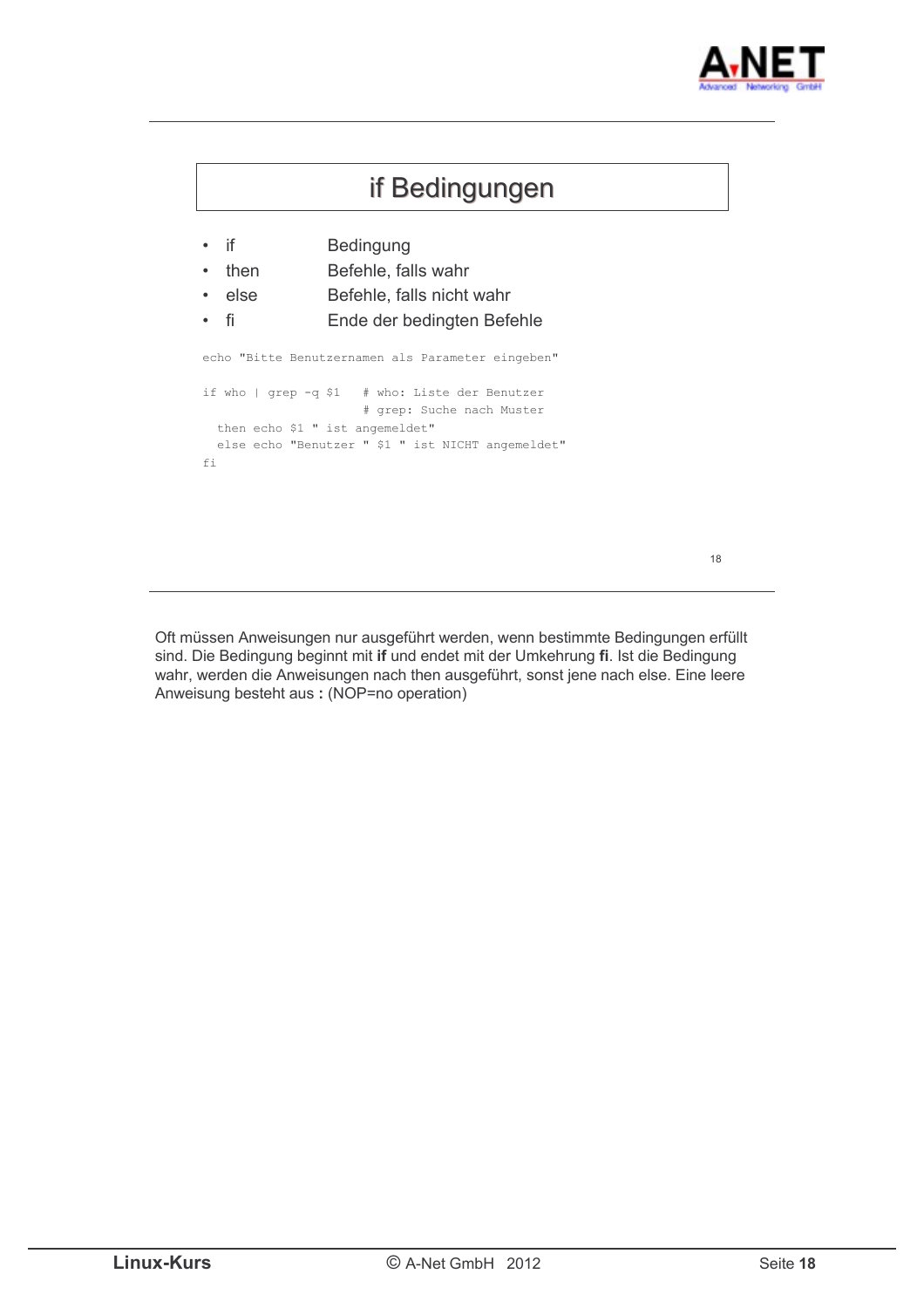# if Bedingungen

- if — Bedingung
- then — Befehle, falls wahr
- else — Befehle, falls nicht wahr
- fi — Ende der bedingten Befehle

```
echo "Bitte Benutzernamen als Parameter eingeben"

if who | grep -q $1   # who: Liste der Benutzer
                      # grep: Suche nach Muster
  then echo $1 " ist angemeldet"
  else echo "Benutzer " $1 " ist NICHT angemeldet"
fi
```

Oft müssen Anweisungen nur ausgeführt werden, wenn bestimmte Bedingungen erfüllt sind. Die Bedingung beginnt mit **if** und endet mit der Umkehrung **fi**. Ist die Bedingung wahr, werden die Anweisungen nach then ausgeführt, sonst jene nach else. Eine leere Anweisung besteht aus **:** (NOP=no operation)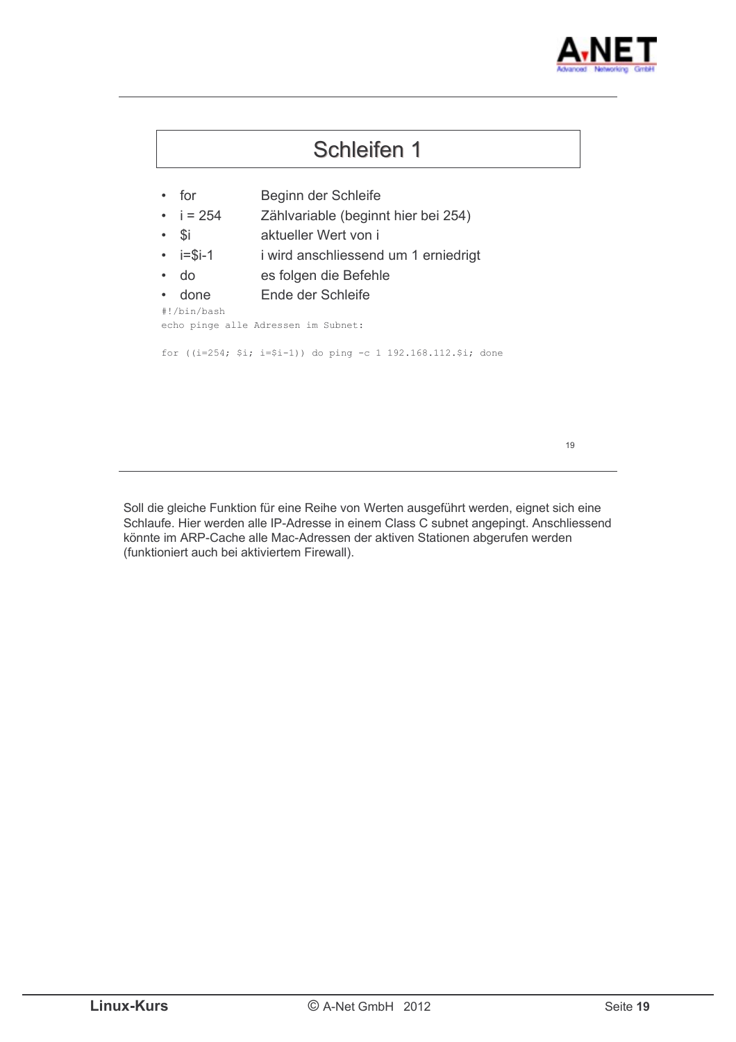# Schleifen 1

- for — Beginn der Schleife
- i = 254 — Zählvariable (beginnt hier bei 254)
- $i — aktueller Wert von i
- i=$i-1 — i wird anschliessend um 1 erniedrigt
- do — es folgen die Befehle
- done — Ende der Schleife

```
#!/bin/bash
echo pinge alle Adressen im Subnet:

for ((i=254; $i; i=$i-1)) do ping -c 1 192.168.112.$i; done
```

Soll die gleiche Funktion für eine Reihe von Werten ausgeführt werden, eignet sich eine Schlaufe. Hier werden alle IP-Adresse in einem Class C subnet angepingt. Anschliessend könnte im ARP-Cache alle Mac-Adressen der aktiven Stationen abgerufen werden (funktioniert auch bei aktiviertem Firewall).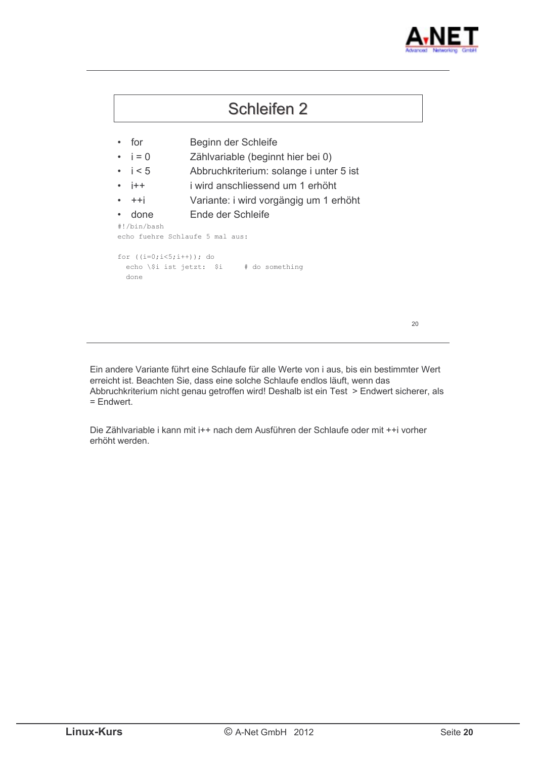# Schleifen 2

- for	Beginn der Schleife
- i = 0	Zählvariable (beginnt hier bei 0)
- i < 5	Abbruchkriterium: solange i unter 5 ist
- i++	i wird anschliessend um 1 erhöht
- ++i	Variante: i wird vorgängig um 1 erhöht
- done	Ende der Schleife

```
#!/bin/bash
echo fuehre Schlaufe 5 mal aus:

for ((i=0;i<5;i++)); do
  echo \$i ist jetzt:  $i     # do something
  done
```

Ein andere Variante führt eine Schlaufe für alle Werte von i aus, bis ein bestimmter Wert erreicht ist. Beachten Sie, dass eine solche Schlaufe endlos läuft, wenn das Abbruchkriterium nicht genau getroffen wird! Deshalb ist ein Test > Endwert sicherer, als = Endwert.

Die Zählvariable i kann mit i++ nach dem Ausführen der Schlaufe oder mit ++i vorher erhöht werden.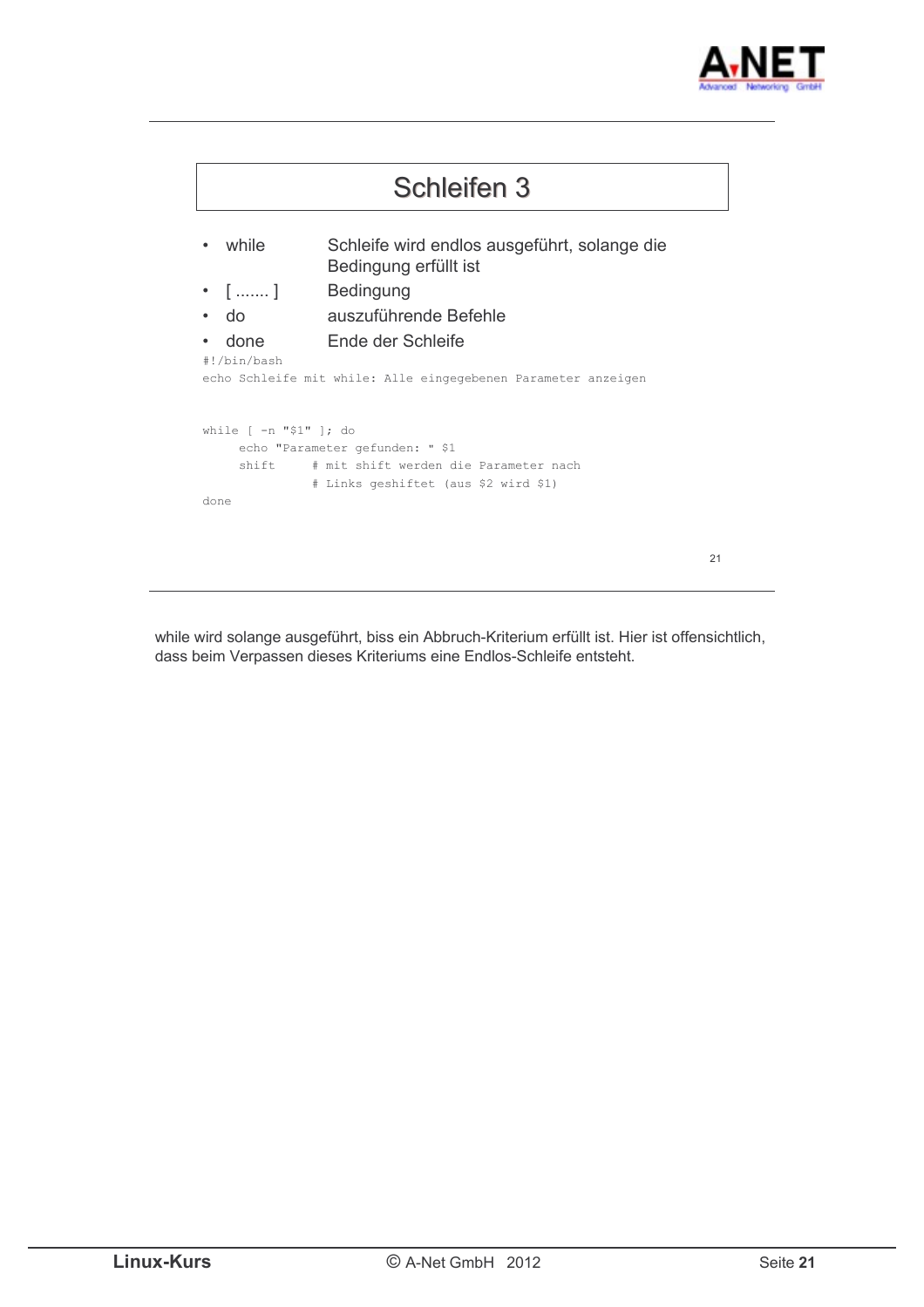# Schleifen 3

- while — Schleife wird endlos ausgeführt, solange die Bedingung erfüllt ist
- [ ....... ] — Bedingung
- do — auszuführende Befehle
- done — Ende der Schleife

```
#!/bin/bash
echo Schleife mit while: Alle eingegebenen Parameter anzeigen


while [ -n "$1" ]; do
     echo "Parameter gefunden: " $1
     shift     # mit shift werden die Parameter nach
               # Links geshiftet (aus $2 wird $1)
done
```

while wird solange ausgeführt, biss ein Abbruch-Kriterium erfüllt ist. Hier ist offensichtlich, dass beim Verpassen dieses Kriteriums eine Endlos-Schleife entsteht.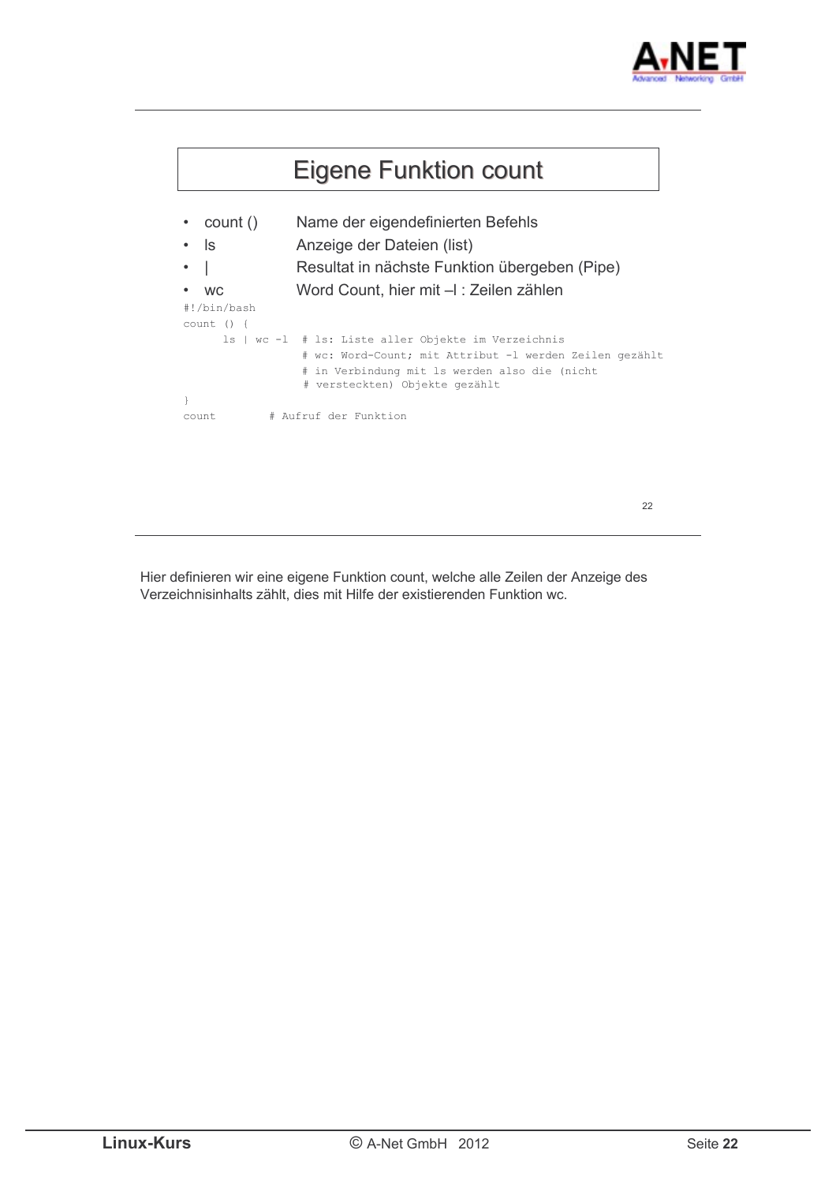# Eigene Funktion count

- count () Name der eigendefinierten Befehls
- ls Anzeige der Dateien (list)
- | Resultat in nächste Funktion übergeben (Pipe)
- wc Word Count, hier mit –l : Zeilen zählen

```
#!/bin/bash
count () {
      ls | wc -l  # ls: Liste aller Objekte im Verzeichnis
                  # wc: Word-Count; mit Attribut -l werden Zeilen gezählt
                  # in Verbindung mit ls werden also die (nicht
                  # versteckten) Objekte gezählt
}
count        # Aufruf der Funktion
```

Hier definieren wir eine eigene Funktion count, welche alle Zeilen der Anzeige des Verzeichnisinhalts zählt, dies mit Hilfe der existierenden Funktion wc.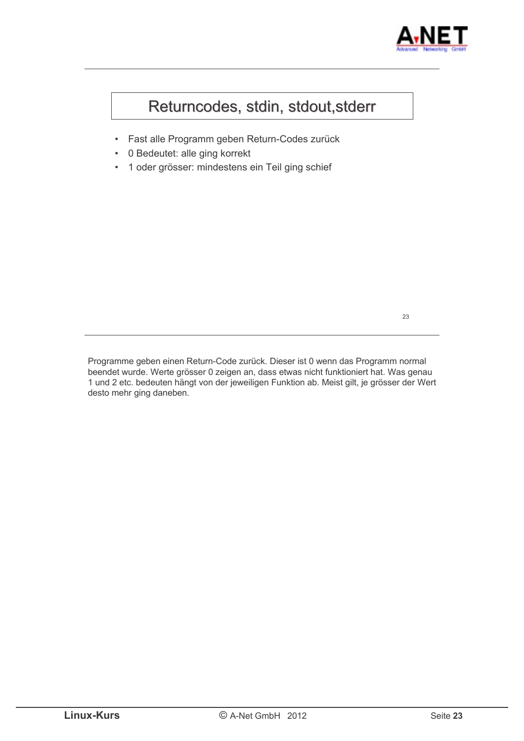# Returncodes, stdin, stdout,stderr

- Fast alle Programm geben Return-Codes zurück
- 0 Bedeutet: alle ging korrekt
- 1 oder grösser: mindestens ein Teil ging schief

Programme geben einen Return-Code zurück. Dieser ist 0 wenn das Programm normal beendet wurde. Werte grösser 0 zeigen an, dass etwas nicht funktioniert hat. Was genau 1 und 2 etc. bedeuten hängt von der jeweiligen Funktion ab. Meist gilt, je grösser der Wert desto mehr ging daneben.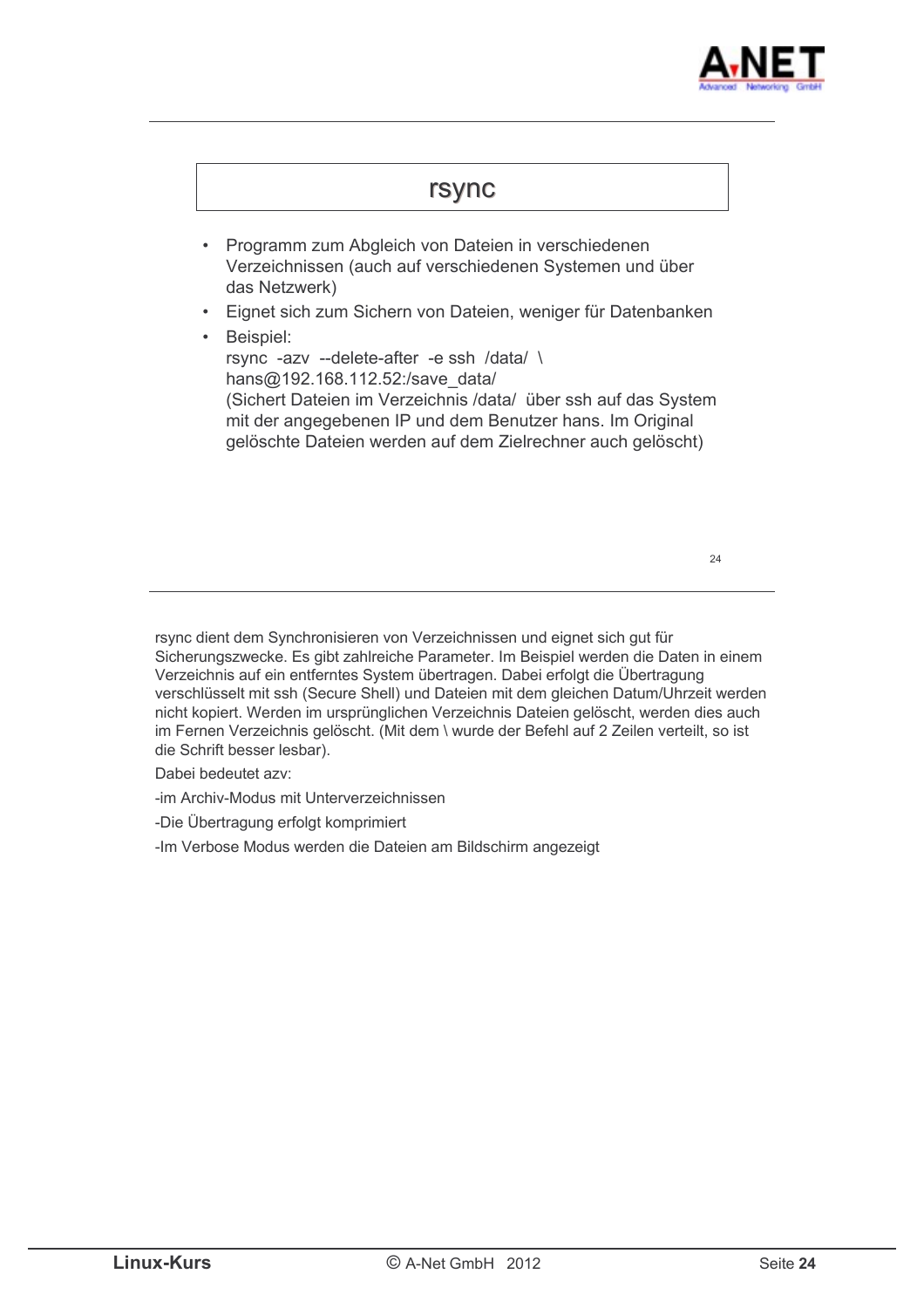## rsync

- Programm zum Abgleich von Dateien in verschiedenen Verzeichnissen (auch auf verschiedenen Systemen und über das Netzwerk)
- Eignet sich zum Sichern von Dateien, weniger für Datenbanken
- Beispiel:
  ```
  rsync  -azv  --delete-after  -e ssh  /data/  \
  hans@192.168.112.52:/save_data/
  ```
  (Sichert Dateien im Verzeichnis /data/ über ssh auf das System mit der angegebenen IP und dem Benutzer hans. Im Original gelöschte Dateien werden auf dem Zielrechner auch gelöscht)

rsync dient dem Synchronisieren von Verzeichnissen und eignet sich gut für Sicherungszwecke. Es gibt zahlreiche Parameter. Im Beispiel werden die Daten in einem Verzeichnis auf ein entferntes System übertragen. Dabei erfolgt die Übertragung verschlüsselt mit ssh (Secure Shell) und Dateien mit dem gleichen Datum/Uhrzeit werden nicht kopiert. Werden im ursprünglichen Verzeichnis Dateien gelöscht, werden dies auch im Fernen Verzeichnis gelöscht. (Mit dem \ wurde der Befehl auf 2 Zeilen verteilt, so ist die Schrift besser lesbar).

Dabei bedeutet azv:

-im Archiv-Modus mit Unterverzeichnissen

-Die Übertragung erfolgt komprimiert

-Im Verbose Modus werden die Dateien am Bildschirm angezeigt